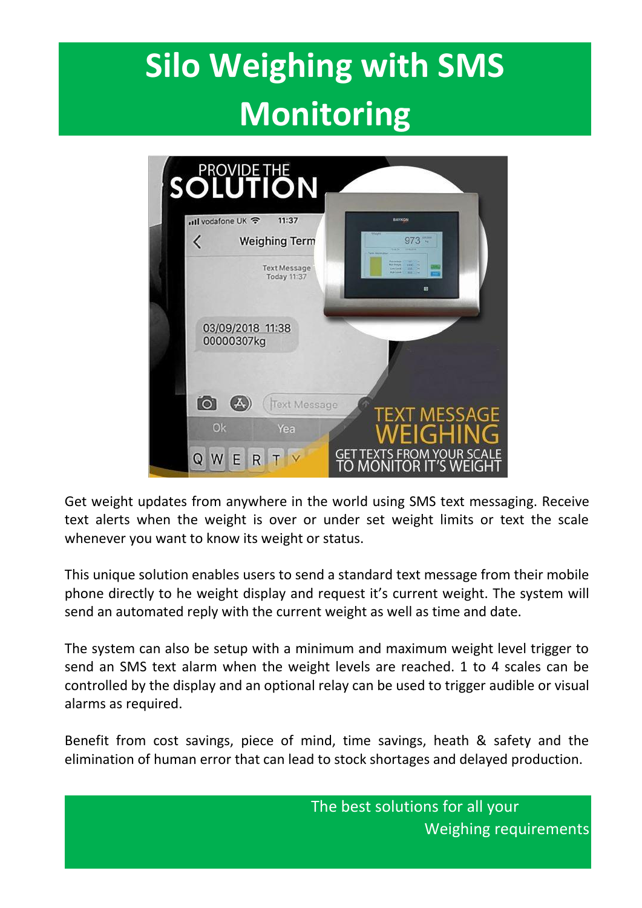# Silo Weighing with SMS Monitoring

Get weight updates from anywhere in the world using SMS text messaging. Receive text alerts when the weight is over or under set weight limits or text the scale whenever you want to know its weight or status.

This unique solution enables users to send a standard text message from their mobile phone directly to he weight display and request it's current weight. The system will send an automated reply with the current weight as well as time and date.

The system can also be setup with a minimum and maximum weight level trigger to send an SMS text alarm when the weight levels are reached. 1 to 4 scales can be controlled by the display and an optional relay can be used to trigger audible or visual alarms as required.

Benefit from cost savings, piece of mind, time savings, heath & safety and the elimination of human error that can lead to stock shortages and delayed production.

The best solutions for all your
Weighing requirements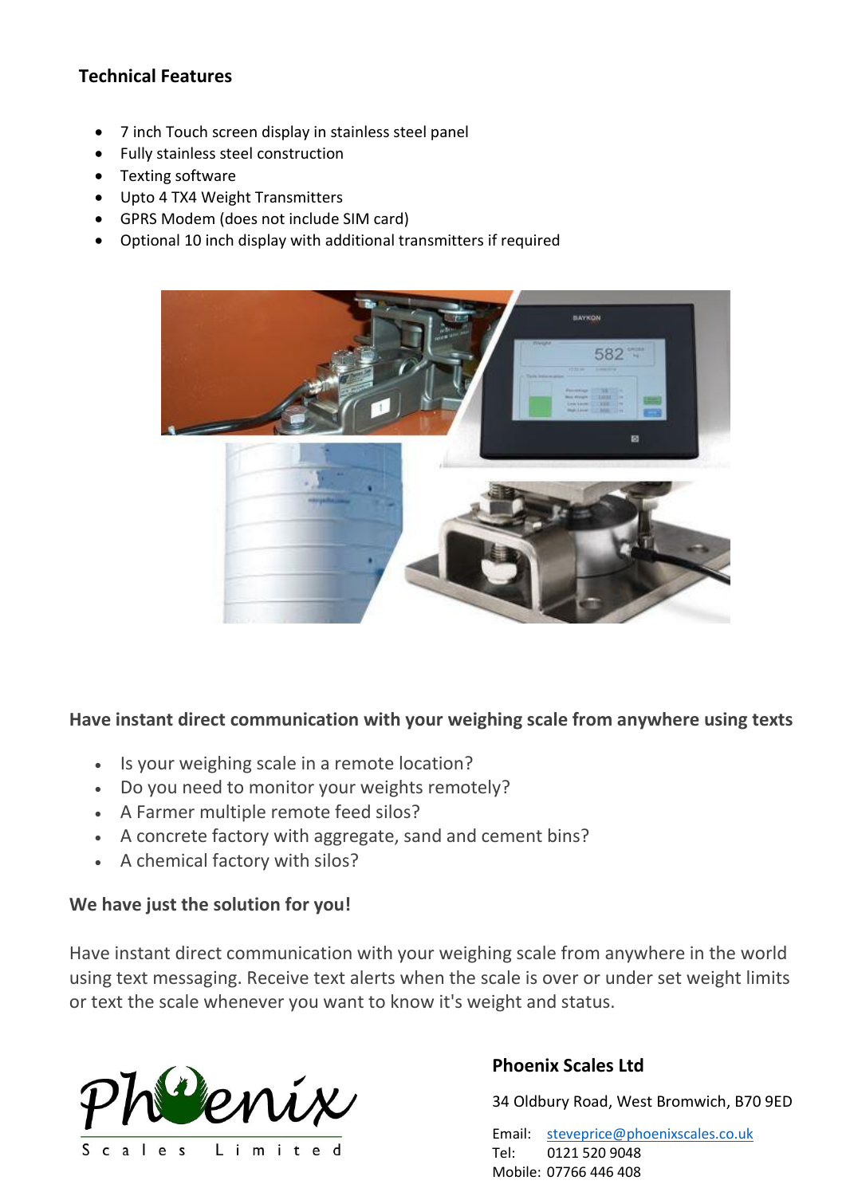### Technical Features

- 7 inch Touch screen display in stainless steel panel
- Fully stainless steel construction
- Texting software
- Upto 4 TX4 Weight Transmitters
- GPRS Modem (does not include SIM card)
- Optional 10 inch display with additional transmitters if required

**Have instant direct communication with your weighing scale from anywhere using texts**

- Is your weighing scale in a remote location?
- Do you need to monitor your weights remotely?
- A Farmer multiple remote feed silos?
- A concrete factory with aggregate, sand and cement bins?
- A chemical factory with silos?

**We have just the solution for you!**

Have instant direct communication with your weighing scale from anywhere in the world using text messaging. Receive text alerts when the scale is over or under set weight limits or text the scale whenever you want to know it's weight and status.

Phoenix Scales Limited

**Phoenix Scales Ltd**

34 Oldbury Road, West Bromwich, B70 9ED

Email: steveprice@phoenixscales.co.uk
Tel: 0121 520 9048
Mobile: 07766 446 408